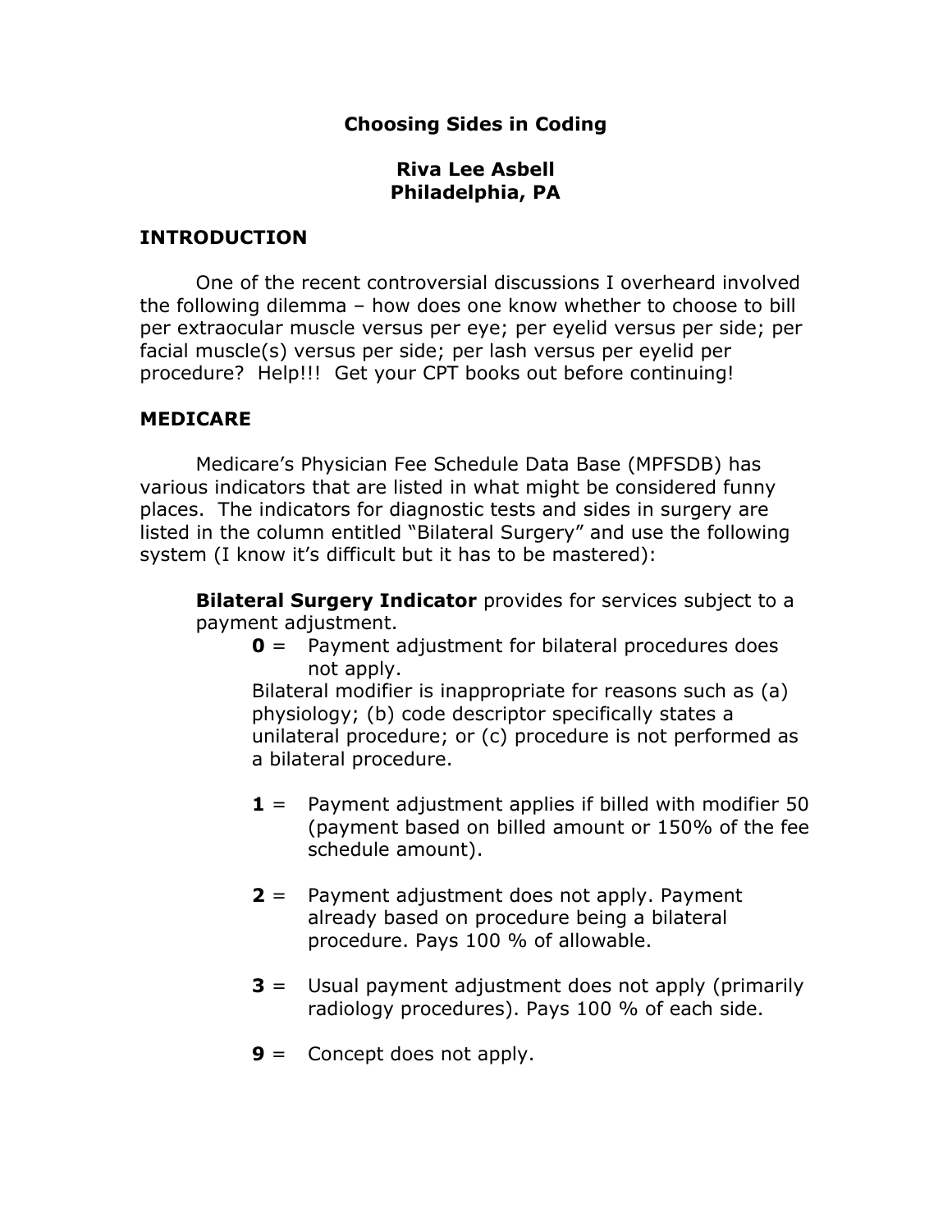# Choosing Sides in Coding

**Riva Lee Asbell**
**Philadelphia, PA**

## INTRODUCTION

One of the recent controversial discussions I overheard involved the following dilemma – how does one know whether to choose to bill per extraocular muscle versus per eye; per eyelid versus per side; per facial muscle(s) versus per side; per lash versus per eyelid per procedure? Help!!! Get your CPT books out before continuing!

## MEDICARE

Medicare's Physician Fee Schedule Data Base (MPFSDB) has various indicators that are listed in what might be considered funny places. The indicators for diagnostic tests and sides in surgery are listed in the column entitled "Bilateral Surgery" and use the following system (I know it's difficult but it has to be mastered):

**Bilateral Surgery Indicator** provides for services subject to a payment adjustment.

- **0** = Payment adjustment for bilateral procedures does not apply.
  Bilateral modifier is inappropriate for reasons such as (a) physiology; (b) code descriptor specifically states a unilateral procedure; or (c) procedure is not performed as a bilateral procedure.

- **1** = Payment adjustment applies if billed with modifier 50 (payment based on billed amount or 150% of the fee schedule amount).

- **2** = Payment adjustment does not apply. Payment already based on procedure being a bilateral procedure. Pays 100 % of allowable.

- **3** = Usual payment adjustment does not apply (primarily radiology procedures). Pays 100 % of each side.

- **9** = Concept does not apply.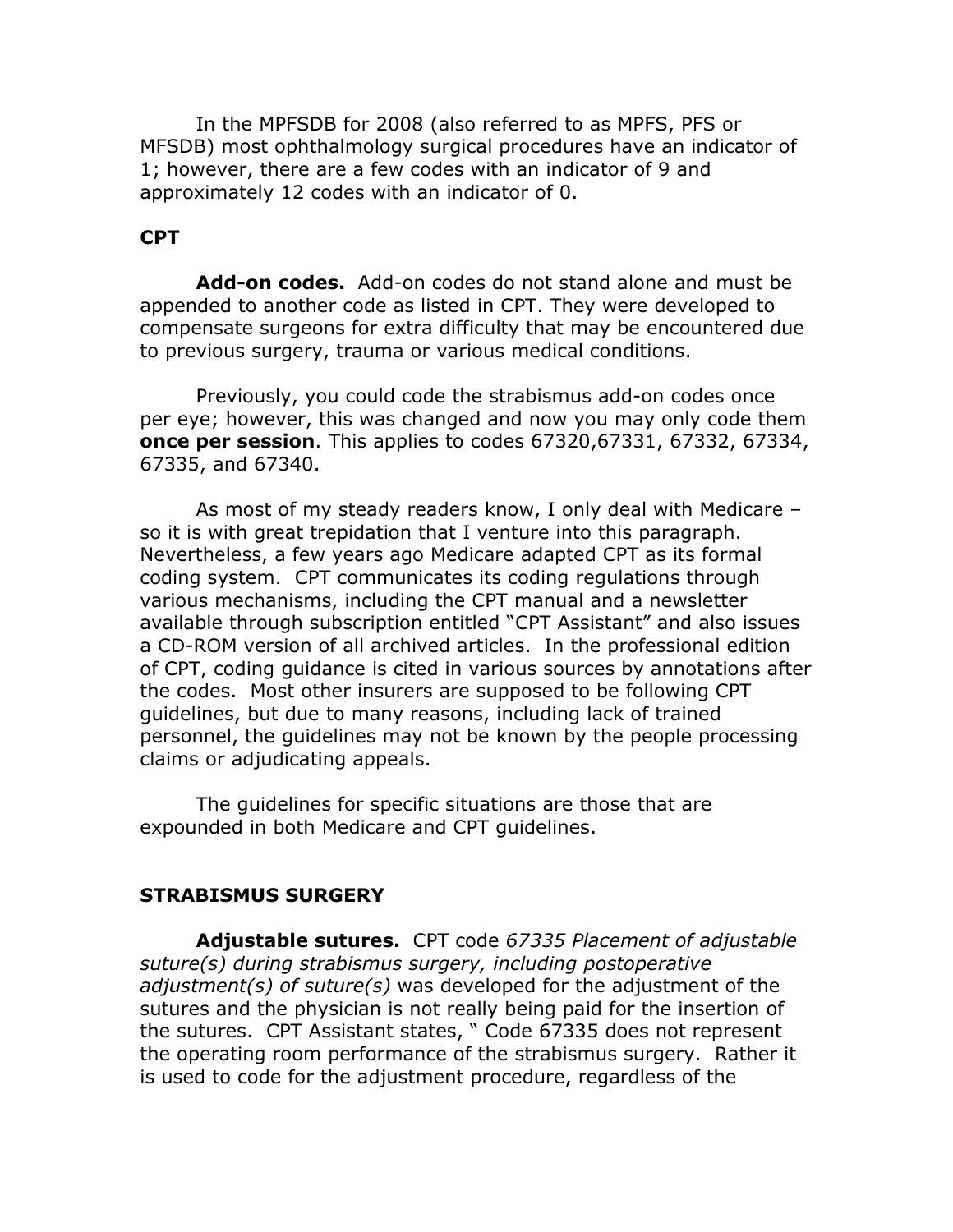In the MPFSDB for 2008 (also referred to as MPFS, PFS or MFSDB) most ophthalmology surgical procedures have an indicator of 1; however, there are a few codes with an indicator of 9 and approximately 12 codes with an indicator of 0.

### CPT

**Add-on codes.** Add-on codes do not stand alone and must be appended to another code as listed in CPT. They were developed to compensate surgeons for extra difficulty that may be encountered due to previous surgery, trauma or various medical conditions.

Previously, you could code the strabismus add-on codes once per eye; however, this was changed and now you may only code them **once per session**. This applies to codes 67320,67331, 67332, 67334, 67335, and 67340.

As most of my steady readers know, I only deal with Medicare – so it is with great trepidation that I venture into this paragraph. Nevertheless, a few years ago Medicare adapted CPT as its formal coding system. CPT communicates its coding regulations through various mechanisms, including the CPT manual and a newsletter available through subscription entitled "CPT Assistant" and also issues a CD-ROM version of all archived articles. In the professional edition of CPT, coding guidance is cited in various sources by annotations after the codes. Most other insurers are supposed to be following CPT guidelines, but due to many reasons, including lack of trained personnel, the guidelines may not be known by the people processing claims or adjudicating appeals.

The guidelines for specific situations are those that are expounded in both Medicare and CPT guidelines.

### STRABISMUS SURGERY

**Adjustable sutures.** CPT code *67335 Placement of adjustable suture(s) during strabismus surgery, including postoperative adjustment(s) of suture(s)* was developed for the adjustment of the sutures and the physician is not really being paid for the insertion of the sutures. CPT Assistant states, " Code 67335 does not represent the operating room performance of the strabismus surgery. Rather it is used to code for the adjustment procedure, regardless of the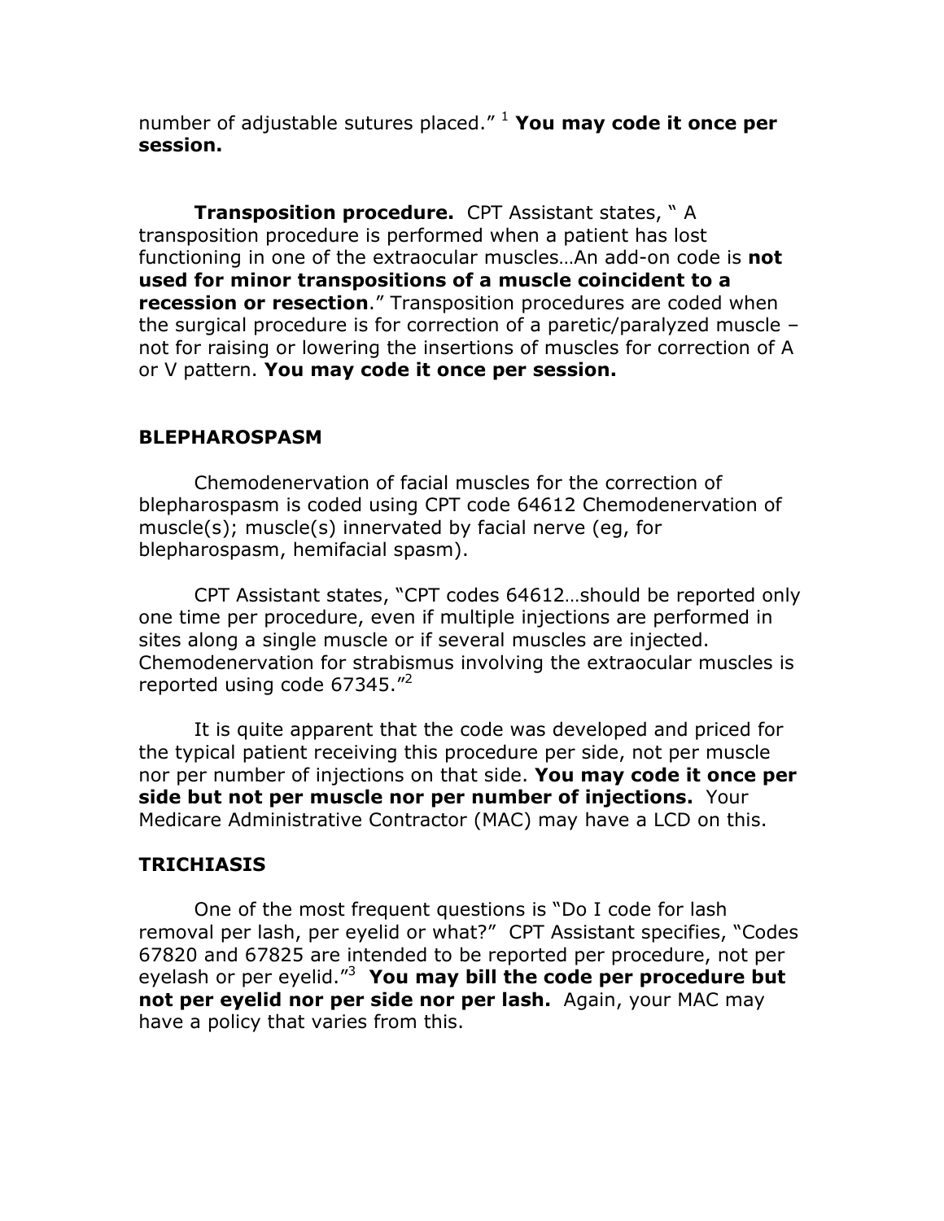number of adjustable sutures placed." [1] **You may code it once per session.**

**Transposition procedure.** CPT Assistant states, " A transposition procedure is performed when a patient has lost functioning in one of the extraocular muscles…An add-on code is **not used for minor transpositions of a muscle coincident to a recession or resection**." Transposition procedures are coded when the surgical procedure is for correction of a paretic/paralyzed muscle – not for raising or lowering the insertions of muscles for correction of A or V pattern. **You may code it once per session.**

## BLEPHAROSPASM

Chemodenervation of facial muscles for the correction of blepharospasm is coded using CPT code 64612 Chemodenervation of muscle(s); muscle(s) innervated by facial nerve (eg, for blepharospasm, hemifacial spasm).

CPT Assistant states, "CPT codes 64612…should be reported only one time per procedure, even if multiple injections are performed in sites along a single muscle or if several muscles are injected. Chemodenervation for strabismus involving the extraocular muscles is reported using code 67345."[2]

It is quite apparent that the code was developed and priced for the typical patient receiving this procedure per side, not per muscle nor per number of injections on that side. **You may code it once per side but not per muscle nor per number of injections.** Your Medicare Administrative Contractor (MAC) may have a LCD on this.

## TRICHIASIS

One of the most frequent questions is "Do I code for lash removal per lash, per eyelid or what?" CPT Assistant specifies, "Codes 67820 and 67825 are intended to be reported per procedure, not per eyelash or per eyelid."[3] **You may bill the code per procedure but not per eyelid nor per side nor per lash.** Again, your MAC may have a policy that varies from this.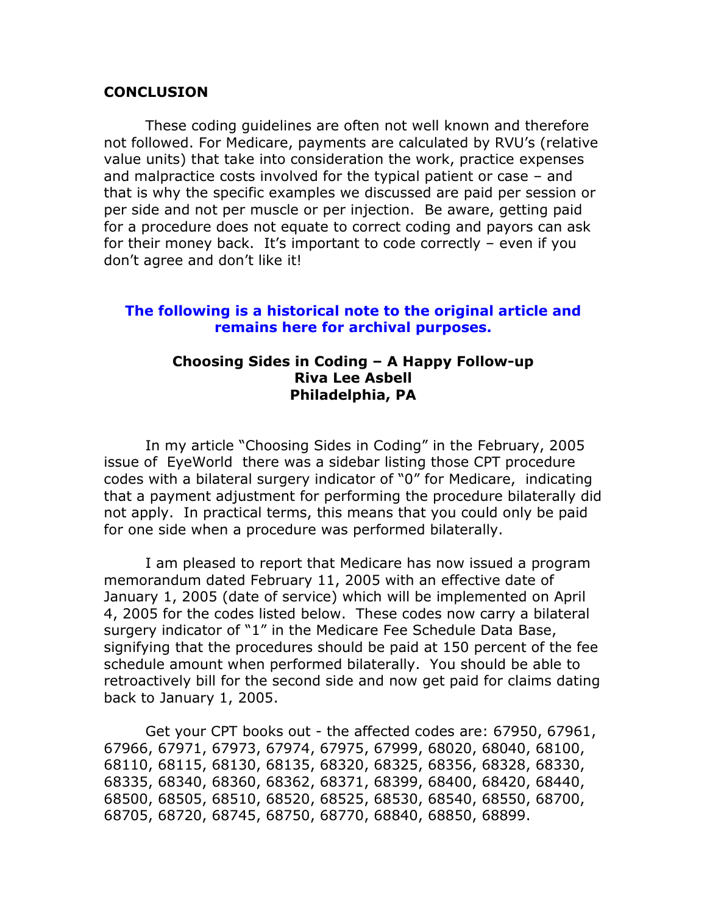## CONCLUSION

These coding guidelines are often not well known and therefore not followed. For Medicare, payments are calculated by RVU's (relative value units) that take into consideration the work, practice expenses and malpractice costs involved for the typical patient or case – and that is why the specific examples we discussed are paid per session or per side and not per muscle or per injection. Be aware, getting paid for a procedure does not equate to correct coding and payors can ask for their money back. It's important to code correctly – even if you don't agree and don't like it!

**The following is a historical note to the original article and remains here for archival purposes.**

### Choosing Sides in Coding – A Happy Follow-up
**Riva Lee Asbell**
**Philadelphia, PA**

In my article "Choosing Sides in Coding" in the February, 2005 issue of EyeWorld there was a sidebar listing those CPT procedure codes with a bilateral surgery indicator of "0" for Medicare, indicating that a payment adjustment for performing the procedure bilaterally did not apply. In practical terms, this means that you could only be paid for one side when a procedure was performed bilaterally.

I am pleased to report that Medicare has now issued a program memorandum dated February 11, 2005 with an effective date of January 1, 2005 (date of service) which will be implemented on April 4, 2005 for the codes listed below. These codes now carry a bilateral surgery indicator of "1" in the Medicare Fee Schedule Data Base, signifying that the procedures should be paid at 150 percent of the fee schedule amount when performed bilaterally. You should be able to retroactively bill for the second side and now get paid for claims dating back to January 1, 2005.

Get your CPT books out - the affected codes are: 67950, 67961, 67966, 67971, 67973, 67974, 67975, 67999, 68020, 68040, 68100, 68110, 68115, 68130, 68135, 68320, 68325, 68356, 68328, 68330, 68335, 68340, 68360, 68362, 68371, 68399, 68400, 68420, 68440, 68500, 68505, 68510, 68520, 68525, 68530, 68540, 68550, 68700, 68705, 68720, 68745, 68750, 68770, 68840, 68850, 68899.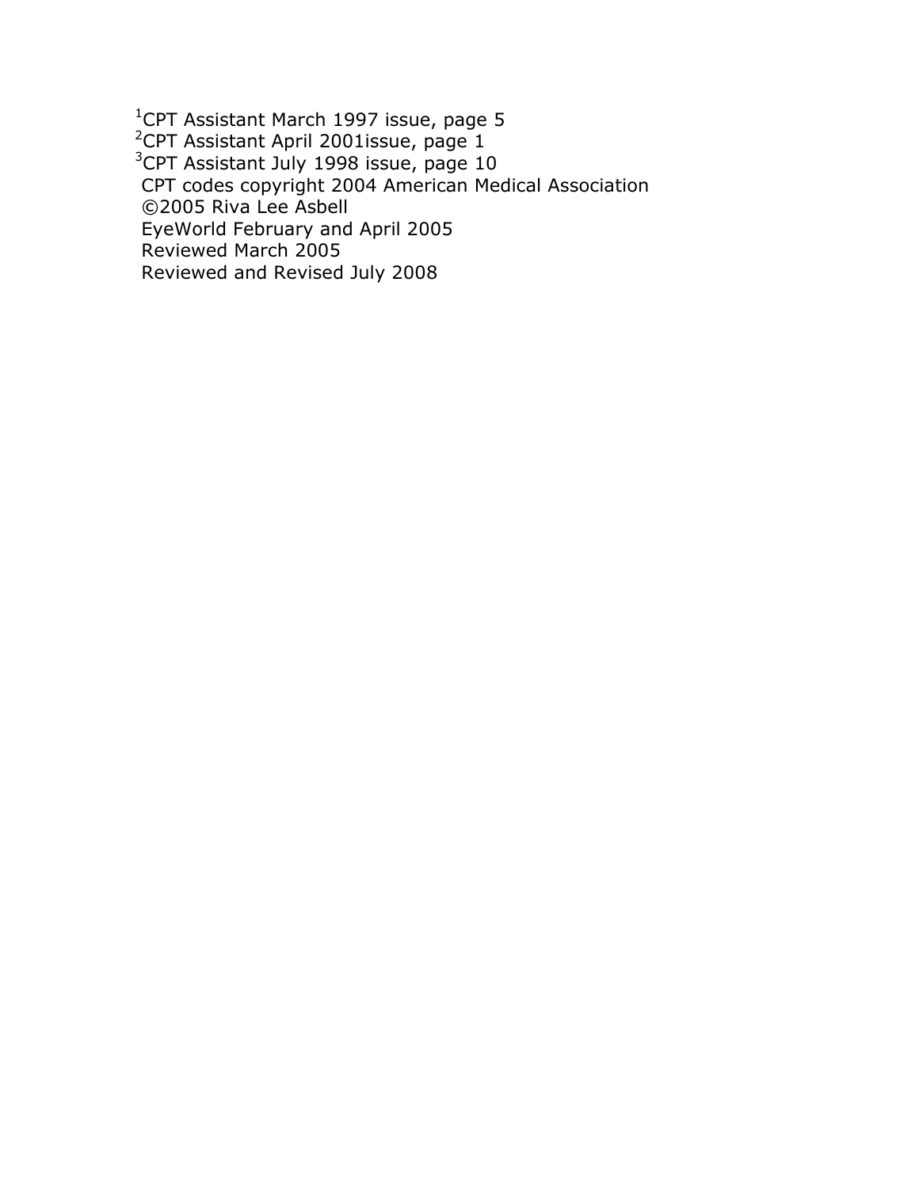[1]CPT Assistant March 1997 issue, page 5
[2]CPT Assistant April 2001issue, page 1
[3]CPT Assistant July 1998 issue, page 10
CPT codes copyright 2004 American Medical Association
©2005 Riva Lee Asbell
EyeWorld February and April 2005
Reviewed March 2005
Reviewed and Revised July 2008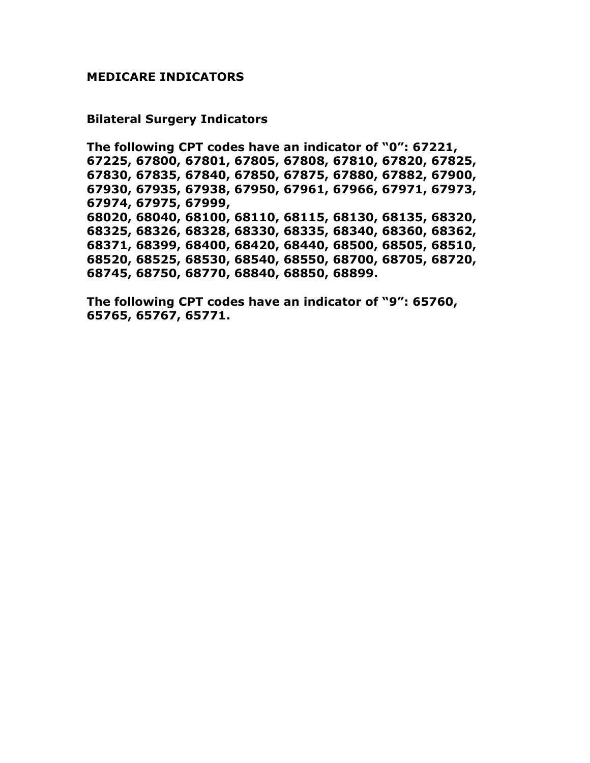**MEDICARE INDICATORS**

**Bilateral Surgery Indicators**

**The following CPT codes have an indicator of "0": 67221, 67225, 67800, 67801, 67805, 67808, 67810, 67820, 67825, 67830, 67835, 67840, 67850, 67875, 67880, 67882, 67900, 67930, 67935, 67938, 67950, 67961, 67966, 67971, 67973, 67974, 67975, 67999,
68020, 68040, 68100, 68110, 68115, 68130, 68135, 68320, 68325, 68326, 68328, 68330, 68335, 68340, 68360, 68362, 68371, 68399, 68400, 68420, 68440, 68500, 68505, 68510, 68520, 68525, 68530, 68540, 68550, 68700, 68705, 68720, 68745, 68750, 68770, 68840, 68850, 68899.**

**The following CPT codes have an indicator of "9": 65760, 65765, 65767, 65771.**